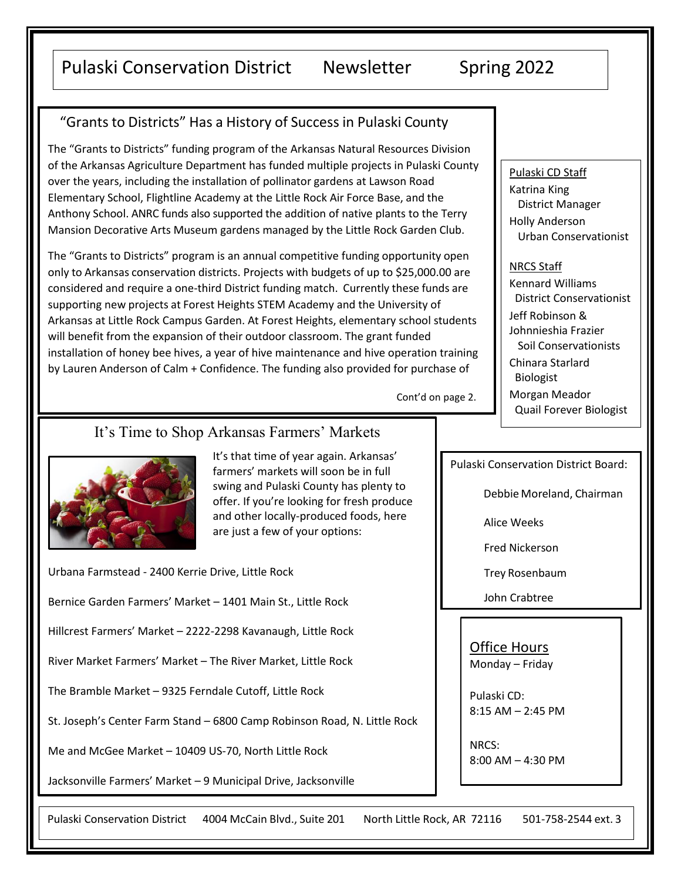# Pulaski Conservation District Newsletter Spring 2022

## "Grants to Districts" Has a History of Success in Pulaski County

The "Grants to Districts" funding program of the Arkansas Natural Resources Division of the Arkansas Agriculture Department has funded multiple projects in Pulaski County over the years, including the installation of pollinator gardens at Lawson Road Elementary School, Flightline Academy at the Little Rock Air Force Base, and the Anthony School. ANRC funds also supported the addition of native plants to the Terry Mansion Decorative Arts Museum gardens managed by the Little Rock Garden Club.

The "Grants to Districts" program is an annual competitive funding opportunity open only to Arkansas conservation districts. Projects with budgets of up to $25,000.00 are considered and require a one-third District funding match. Currently these funds are supporting new projects at Forest Heights STEM Academy and the University of Arkansas at Little Rock Campus Garden. At Forest Heights, elementary school students will benefit from the expansion of their outdoor classroom. The grant funded installation of honey bee hives, a year of hive maintenance and hive operation training by Lauren Anderson of Calm + Confidence. The funding also provided for purchase of

Cont'd on page 2.

## It's Time to Shop Arkansas Farmers' Markets

It's that time of year again. Arkansas' farmers' markets will soon be in full swing and Pulaski County has plenty to offer. If you're looking for fresh produce and other locally-produced foods, here are just a few of your options:

Urbana Farmstead - 2400 Kerrie Drive, Little Rock

Bernice Garden Farmers' Market – 1401 Main St., Little Rock

Hillcrest Farmers' Market – 2222-2298 Kavanaugh, Little Rock

River Market Farmers' Market – The River Market, Little Rock

The Bramble Market – 9325 Ferndale Cutoff, Little Rock

St. Joseph's Center Farm Stand – 6800 Camp Robinson Road, N. Little Rock

Me and McGee Market – 10409 US-70, North Little Rock

Jacksonville Farmers' Market – 9 Municipal Drive, Jacksonville

---

Pulaski CD Staff

Katrina King
District Manager

Holly Anderson
Urban Conservationist

NRCS Staff

Kennard Williams
District Conservationist

Jeff Robinson &
Johnnieshia Frazier
Soil Conservationists

Chinara Starlard
Biologist

Morgan Meador
Quail Forever Biologist

---

Pulaski Conservation District Board:

Debbie Moreland, Chairman

Alice Weeks

Fred Nickerson

Trey Rosenbaum

John Crabtree

---

Office Hours

Monday – Friday

Pulaski CD:
8:15 AM – 2:45 PM

NRCS:
8:00 AM – 4:30 PM

---

Pulaski Conservation District 4004 McCain Blvd., Suite 201 North Little Rock, AR 72116 501-758-2544 ext. 3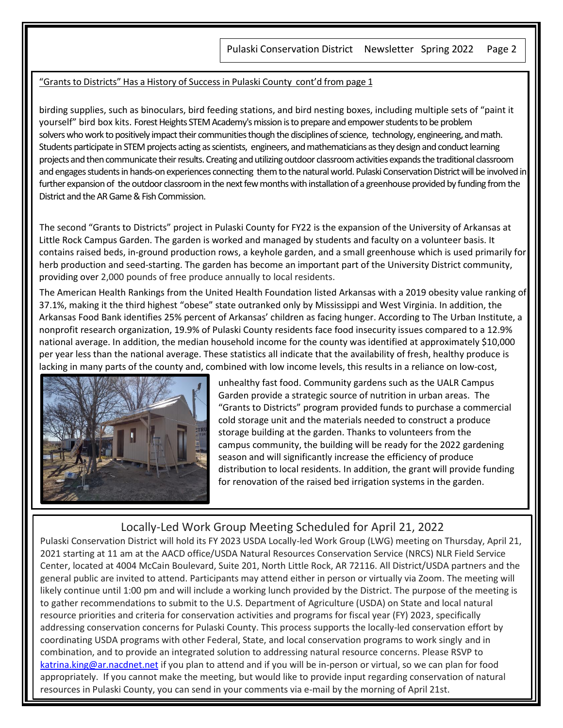"Grants to Districts" Has a History of Success in Pulaski County cont'd from page 1

birding supplies, such as binoculars, bird feeding stations, and bird nesting boxes, including multiple sets of "paint it yourself" bird box kits. Forest Heights STEM Academy's mission is to prepare and empower students to be problem solvers who work to positively impact their communities though the disciplines of science, technology, engineering, and math. Students participate in STEM projects acting as scientists, engineers, and mathematicians as they design and conduct learning projects and then communicate their results. Creating and utilizing outdoor classroom activities expands the traditional classroom and engages students in hands-on experiences connecting them to the natural world. Pulaski Conservation District will be involved in further expansion of the outdoor classroom in the next few months with installation of a greenhouse provided by funding from the District and the AR Game & Fish Commission.

The second "Grants to Districts" project in Pulaski County for FY22 is the expansion of the University of Arkansas at Little Rock Campus Garden. The garden is worked and managed by students and faculty on a volunteer basis. It contains raised beds, in-ground production rows, a keyhole garden, and a small greenhouse which is used primarily for herb production and seed-starting. The garden has become an important part of the University District community, providing over 2,000 pounds of free produce annually to local residents.

The American Health Rankings from the United Health Foundation listed Arkansas with a 2019 obesity value ranking of 37.1%, making it the third highest "obese" state outranked only by Mississippi and West Virginia. In addition, the Arkansas Food Bank identifies 25% percent of Arkansas' children as facing hunger. According to The Urban Institute, a nonprofit research organization, 19.9% of Pulaski County residents face food insecurity issues compared to a 12.9% national average. In addition, the median household income for the county was identified at approximately $10,000 per year less than the national average. These statistics all indicate that the availability of fresh, healthy produce is lacking in many parts of the county and, combined with low income levels, this results in a reliance on low-cost, unhealthy fast food. Community gardens such as the UALR Campus Garden provide a strategic source of nutrition in urban areas. The "Grants to Districts" program provided funds to purchase a commercial cold storage unit and the materials needed to construct a produce storage building at the garden. Thanks to volunteers from the campus community, the building will be ready for the 2022 gardening season and will significantly increase the efficiency of produce distribution to local residents. In addition, the grant will provide funding for renovation of the raised bed irrigation systems in the garden.

## Locally-Led Work Group Meeting Scheduled for April 21, 2022

Pulaski Conservation District will hold its FY 2023 USDA Locally-led Work Group (LWG) meeting on Thursday, April 21, 2021 starting at 11 am at the AACD office/USDA Natural Resources Conservation Service (NRCS) NLR Field Service Center, located at 4004 McCain Boulevard, Suite 201, North Little Rock, AR 72116. All District/USDA partners and the general public are invited to attend. Participants may attend either in person or virtually via Zoom. The meeting will likely continue until 1:00 pm and will include a working lunch provided by the District. The purpose of the meeting is to gather recommendations to submit to the U.S. Department of Agriculture (USDA) on State and local natural resource priorities and criteria for conservation activities and programs for fiscal year (FY) 2023, specifically addressing conservation concerns for Pulaski County. This process supports the locally-led conservation effort by coordinating USDA programs with other Federal, State, and local conservation programs to work singly and in combination, and to provide an integrated solution to addressing natural resource concerns. Please RSVP to katrina.king@ar.nacdnet.net if you plan to attend and if you will be in-person or virtual, so we can plan for food appropriately. If you cannot make the meeting, but would like to provide input regarding conservation of natural resources in Pulaski County, you can send in your comments via e-mail by the morning of April 21st.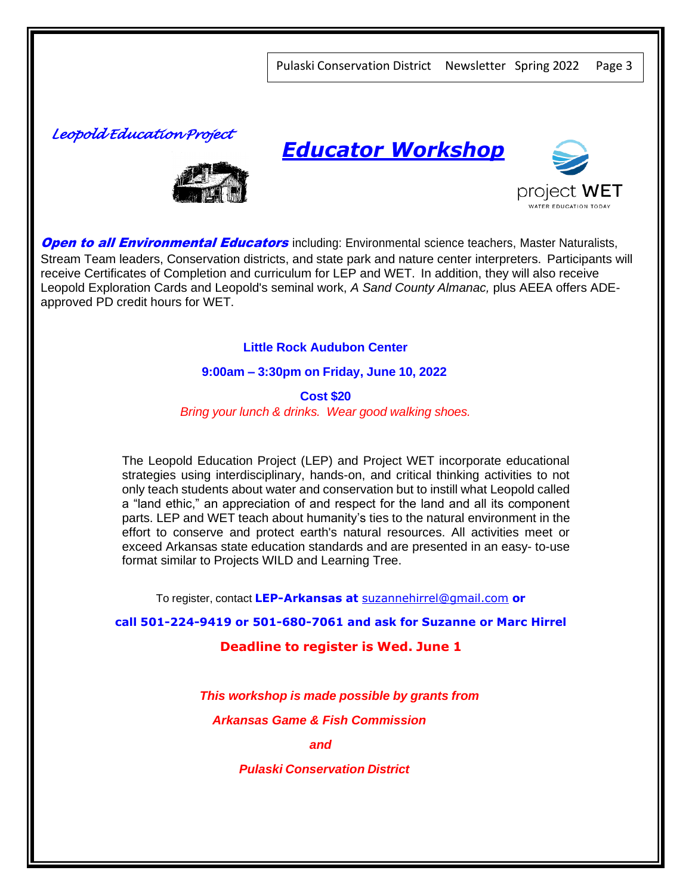*Leopold Education Project*

# *Educator Workshop*

project **WET**

WATER EDUCATION TODAY

***Open to all Environmental Educators*** including: Environmental science teachers, Master Naturalists, Stream Team leaders, Conservation districts, and state park and nature center interpreters. Participants will receive Certificates of Completion and curriculum for LEP and WET. In addition, they will also receive Leopold Exploration Cards and Leopold's seminal work, *A Sand County Almanac,* plus AEEA offers ADE-approved PD credit hours for WET.

**Little Rock Audubon Center**

**9:00am – 3:30pm on Friday, June 10, 2022**

**Cost $20**

*Bring your lunch & drinks. Wear good walking shoes.*

The Leopold Education Project (LEP) and Project WET incorporate educational strategies using interdisciplinary, hands-on, and critical thinking activities to not only teach students about water and conservation but to instill what Leopold called a "land ethic," an appreciation of and respect for the land and all its component parts. LEP and WET teach about humanity's ties to the natural environment in the effort to conserve and protect earth's natural resources. All activities meet or exceed Arkansas state education standards and are presented in an easy- to-use format similar to Projects WILD and Learning Tree.

To register, contact **LEP-Arkansas at** suzannehirrel@gmail.com **or**

**call 501-224-9419 or 501-680-7061 and ask for Suzanne or Marc Hirrel**

**Deadline to register is Wed. June 1**

***This workshop is made possible by grants from***

***Arkansas Game & Fish Commission***

***and***

***Pulaski Conservation District***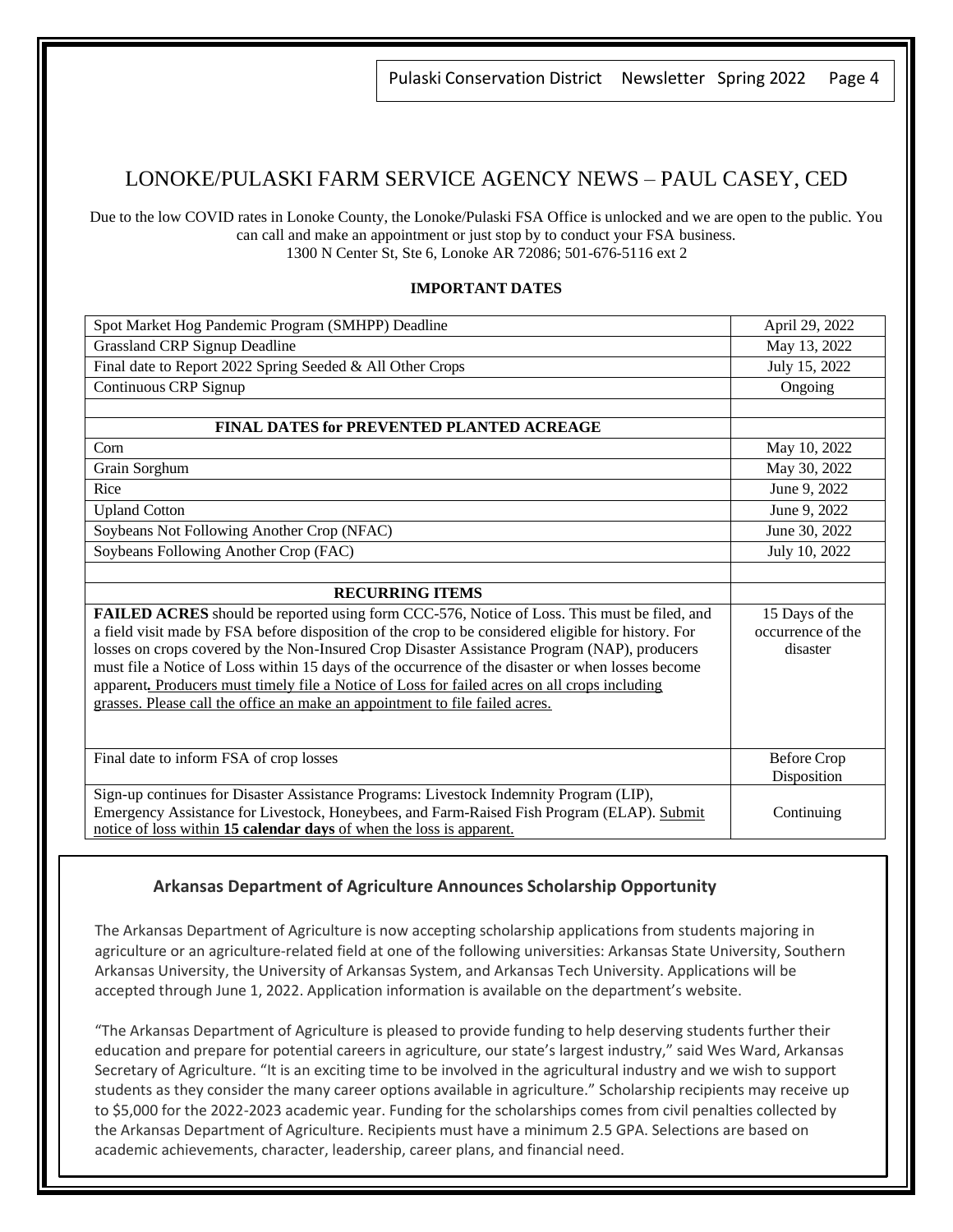## LONOKE/PULASKI FARM SERVICE AGENCY NEWS – PAUL CASEY, CED

Due to the low COVID rates in Lonoke County, the Lonoke/Pulaski FSA Office is unlocked and we are open to the public. You can call and make an appointment or just stop by to conduct your FSA business.
1300 N Center St, Ste 6, Lonoke AR 72086; 501-676-5116 ext 2

**IMPORTANT DATES**

| | |
|---|---|
| Spot Market Hog Pandemic Program (SMHPP) Deadline | April 29, 2022 |
| Grassland CRP Signup Deadline | May 13, 2022 |
| Final date to Report 2022 Spring Seeded & All Other Crops | July 15, 2022 |
| Continuous CRP Signup | Ongoing |
| | |
| **FINAL DATES for PREVENTED PLANTED ACREAGE** | |
| Corn | May 10, 2022 |
| Grain Sorghum | May 30, 2022 |
| Rice | June 9, 2022 |
| Upland Cotton | June 9, 2022 |
| Soybeans Not Following Another Crop (NFAC) | June 30, 2022 |
| Soybeans Following Another Crop (FAC) | July 10, 2022 |
| | |
| **RECURRING ITEMS** | |
| **FAILED ACRES** should be reported using form CCC-576, Notice of Loss. This must be filed, and a field visit made by FSA before disposition of the crop to be considered eligible for history. For losses on crops covered by the Non-Insured Crop Disaster Assistance Program (NAP), producers must file a Notice of Loss within 15 days of the occurrence of the disaster or when losses become apparent**.** Producers must timely file a Notice of Loss for failed acres on all crops including grasses. Please call the office an make an appointment to file failed acres. | 15 Days of the occurrence of the disaster |
| Final date to inform FSA of crop losses | Before Crop Disposition |
| Sign-up continues for Disaster Assistance Programs: Livestock Indemnity Program (LIP), Emergency Assistance for Livestock, Honeybees, and Farm-Raised Fish Program (ELAP). Submit notice of loss within **15 calendar days** of when the loss is apparent. | Continuing |

### Arkansas Department of Agriculture Announces Scholarship Opportunity

The Arkansas Department of Agriculture is now accepting scholarship applications from students majoring in agriculture or an agriculture-related field at one of the following universities: Arkansas State University, Southern Arkansas University, the University of Arkansas System, and Arkansas Tech University. Applications will be accepted through June 1, 2022. Application information is available on the department's website.

"The Arkansas Department of Agriculture is pleased to provide funding to help deserving students further their education and prepare for potential careers in agriculture, our state's largest industry," said Wes Ward, Arkansas Secretary of Agriculture. "It is an exciting time to be involved in the agricultural industry and we wish to support students as they consider the many career options available in agriculture." Scholarship recipients may receive up to $5,000 for the 2022-2023 academic year. Funding for the scholarships comes from civil penalties collected by the Arkansas Department of Agriculture. Recipients must have a minimum 2.5 GPA. Selections are based on academic achievements, character, leadership, career plans, and financial need.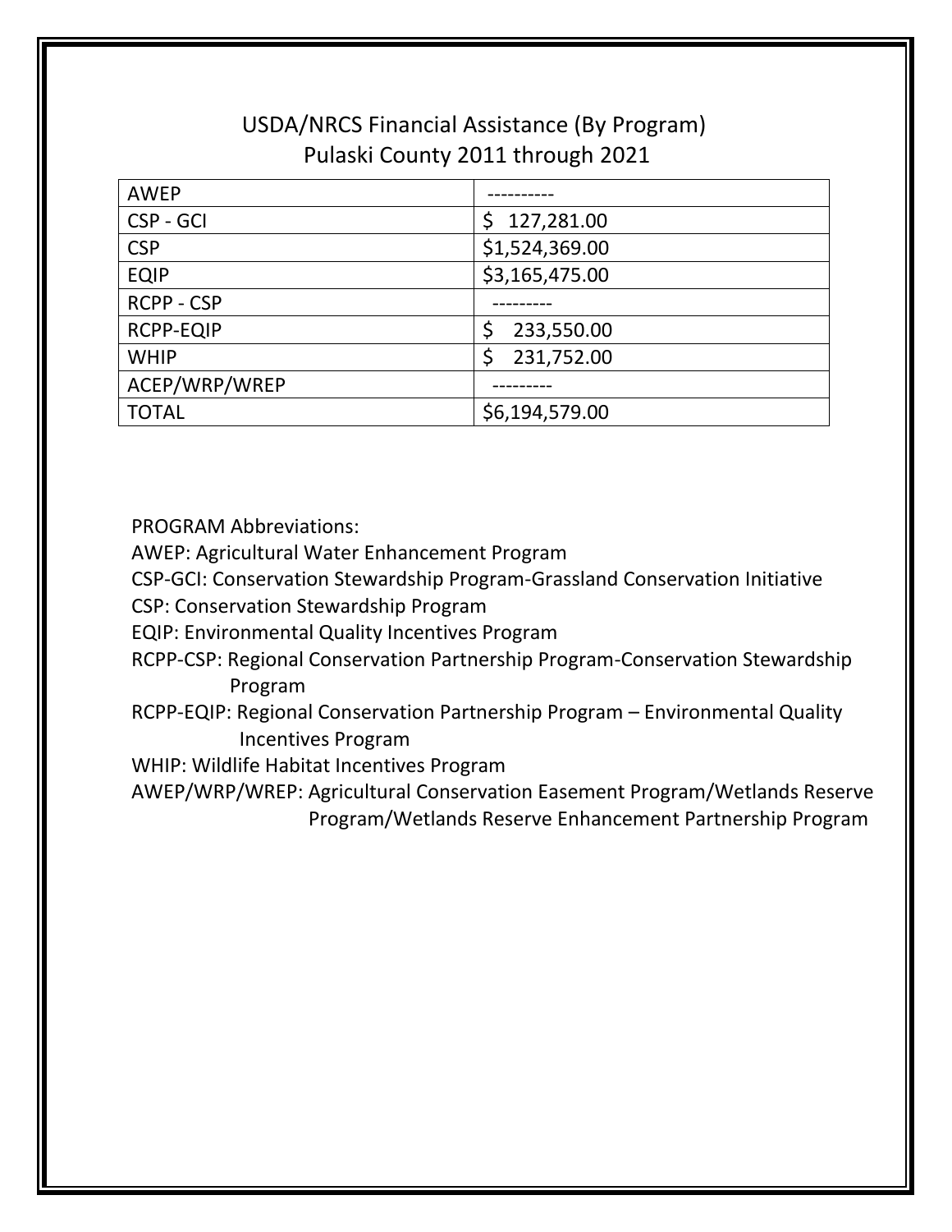## USDA/NRCS Financial Assistance (By Program)
## Pulaski County 2011 through 2021

| | |
|---|---|
| AWEP | ---------- |
| CSP - GCI | $ 127,281.00 |
| CSP | $1,524,369.00 |
| EQIP | $3,165,475.00 |
| RCPP - CSP | --------- |
| RCPP-EQIP | $ 233,550.00 |
| WHIP | $ 231,752.00 |
| ACEP/WRP/WREP | --------- |
| TOTAL | $6,194,579.00 |

PROGRAM Abbreviations:

AWEP: Agricultural Water Enhancement Program

CSP-GCI: Conservation Stewardship Program-Grassland Conservation Initiative

CSP: Conservation Stewardship Program

EQIP: Environmental Quality Incentives Program

RCPP-CSP: Regional Conservation Partnership Program-Conservation Stewardship Program

RCPP-EQIP: Regional Conservation Partnership Program – Environmental Quality Incentives Program

WHIP: Wildlife Habitat Incentives Program

AWEP/WRP/WREP: Agricultural Conservation Easement Program/Wetlands Reserve Program/Wetlands Reserve Enhancement Partnership Program